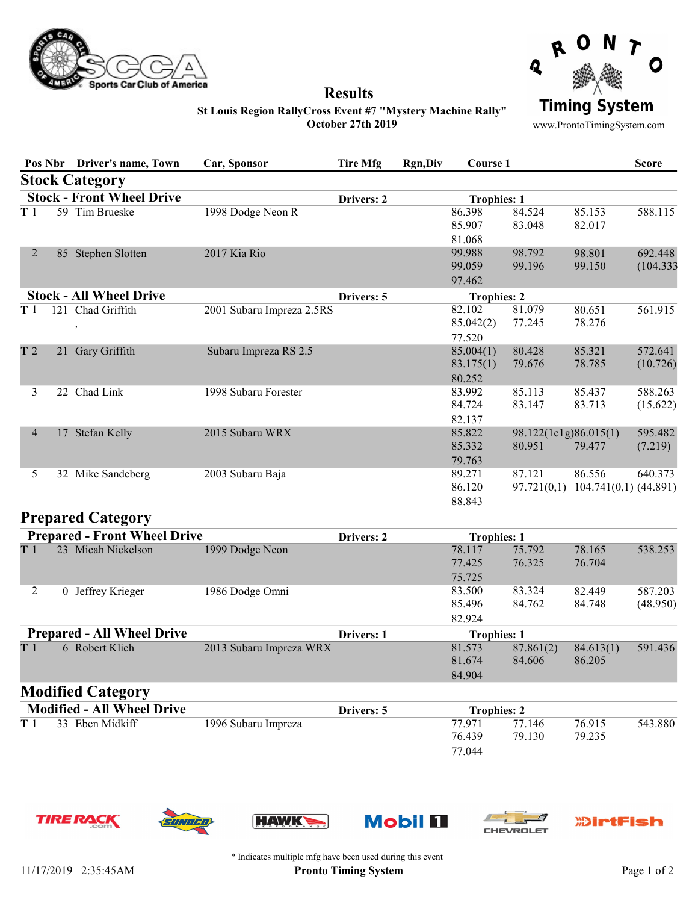# Results

**St Louis Region RallyCross Event #7 "Mystery Machine Rally"**
**October 27th 2019**

| Pos | Nbr | Driver's name, Town | Car, Sponsor | Tire Mfg | Rgn,Div | Course 1 | | | Score |
|---|---|---|---|---|---|---|---|---|---|
| **Stock Category** | | | | | | | | | |
| **Stock - Front Wheel Drive** | | | | **Drivers: 2** | | **Trophies: 1** | | | |
| T 1 | 59 | Tim Brueske | 1998 Dodge Neon R | | | 86.398<br>85.907<br>81.068 | 84.524<br>83.048 | 85.153<br>82.017 | 588.115 |
| 2 | 85 | Stephen Slotten | 2017 Kia Rio | | | 99.988<br>99.059<br>97.462 | 98.792<br>99.196 | 98.801<br>99.150 | 692.448<br>(104.333 |
| **Stock - All Wheel Drive** | | | | **Drivers: 5** | | **Trophies: 2** | | | |
| T 1 | 121 | Chad Griffith<br>, | 2001 Subaru Impreza 2.5RS | | | 82.102<br>85.042(2)<br>77.520 | 81.079<br>77.245 | 80.651<br>78.276 | 561.915 |
| T 2 | 21 | Gary Griffith | Subaru Impreza RS 2.5 | | | 85.004(1)<br>83.175(1)<br>80.252 | 80.428<br>79.676 | 85.321<br>78.785 | 572.641<br>(10.726) |
| 3 | 22 | Chad Link | 1998 Subaru Forester | | | 83.992<br>84.724<br>82.137 | 85.113<br>83.147 | 85.437<br>83.713 | 588.263<br>(15.622) |
| 4 | 17 | Stefan Kelly | 2015 Subaru WRX | | | 85.822<br>85.332<br>79.763 | 98.122(1c1g)<br>80.951 | 86.015(1)<br>79.477 | 595.482<br>(7.219) |
| 5 | 32 | Mike Sandeberg | 2003 Subaru Baja | | | 89.271<br>86.120<br>88.843 | 87.121<br>97.721(0,1) | 86.556<br>104.741(0,1) | 640.373<br>(44.891) |
| **Prepared Category** | | | | | | | | | |
| **Prepared - Front Wheel Drive** | | | | **Drivers: 2** | | **Trophies: 1** | | | |
| T 1 | 23 | Micah Nickelson | 1999 Dodge Neon | | | 78.117<br>77.425<br>75.725 | 75.792<br>76.325 | 78.165<br>76.704 | 538.253 |
| 2 | 0 | Jeffrey Krieger | 1986 Dodge Omni | | | 83.500<br>85.496<br>82.924 | 83.324<br>84.762 | 82.449<br>84.748 | 587.203<br>(48.950) |
| **Prepared - All Wheel Drive** | | | | **Drivers: 1** | | **Trophies: 1** | | | |
| T 1 | 6 | Robert Klich | 2013 Subaru Impreza WRX | | | 81.573<br>81.674<br>84.904 | 87.861(2)<br>84.606 | 84.613(1)<br>86.205 | 591.436 |
| **Modified Category** | | | | | | | | | |
| **Modified - All Wheel Drive** | | | | **Drivers: 5** | | **Trophies: 2** | | | |
| T 1 | 33 | Eben Midkiff | 1996 Subaru Impreza | | | 77.971<br>76.439<br>77.044 | 77.146<br>79.130 | 76.915<br>79.235 | 543.880 |

\* Indicates multiple mfg have been used during this event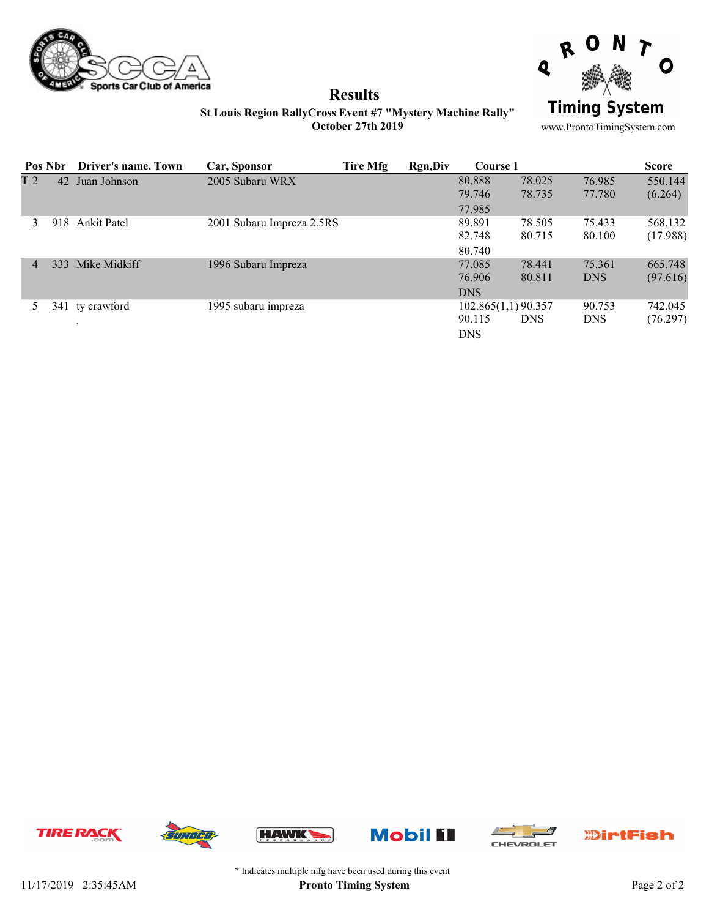## Results

**St Louis Region RallyCross Event #7 "Mystery Machine Rally"**
**October 27th 2019**

| Pos | Nbr | Driver's name, Town | Car, Sponsor | Tire Mfg | Rgn,Div | Course 1 | | | Score |
|---|---|---|---|---|---|---|---|---|---|
| T 2 | 42 | Juan Johnson | 2005 Subaru WRX | | | 80.888 | 78.025 | 76.985 | 550.144 |
| | | | | | | 79.746 | 78.735 | 77.780 | (6.264) |
| | | | | | | 77.985 | | | |
| 3 | 918 | Ankit Patel | 2001 Subaru Impreza 2.5RS | | | 89.891 | 78.505 | 75.433 | 568.132 |
| | | | | | | 82.748 | 80.715 | 80.100 | (17.988) |
| | | | | | | 80.740 | | | |
| 4 | 333 | Mike Midkiff | 1996 Subaru Impreza | | | 77.085 | 78.441 | 75.361 | 665.748 |
| | | | | | | 76.906 | 80.811 | DNS | (97.616) |
| | | | | | | DNS | | | |
| 5 | 341 | ty crawford | 1995 subaru impreza | | | 102.865(1,1) | 90.357 | 90.753 | 742.045 |
| | | , | | | | 90.115 | DNS | DNS | (76.297) |
| | | | | | | DNS | | | |

\* Indicates multiple mfg have been used during this event